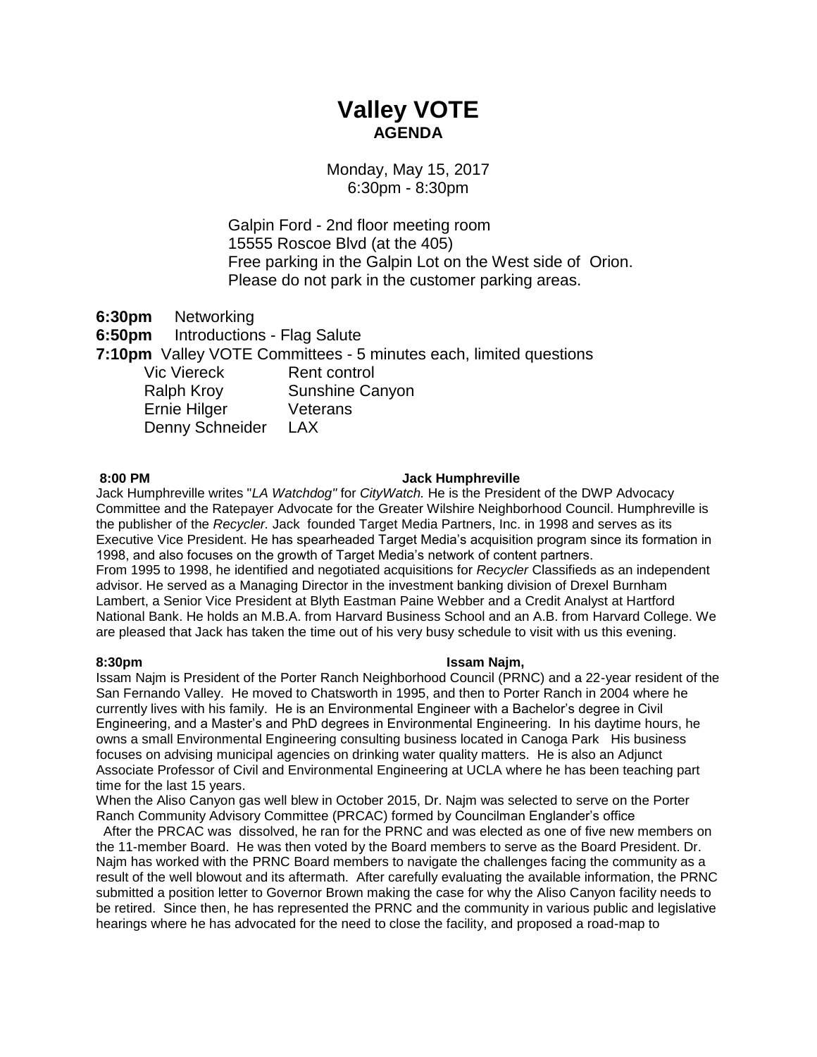# Valley VOTE

## AGENDA

Monday, May 15, 2017
6:30pm - 8:30pm

Galpin Ford - 2nd floor meeting room
15555 Roscoe Blvd (at the 405)
Free parking in the Galpin Lot on the West side of Orion.
Please do not park in the customer parking areas.

**6:30pm** Networking

**6:50pm** Introductions - Flag Salute

**7:10pm** Valley VOTE Committees - 5 minutes each, limited questions

| | |
|---|---|
| Vic Viereck | Rent control |
| Ralph Kroy | Sunshine Canyon |
| Ernie Hilger | Veterans |
| Denny Schneider | LAX |

**8:00 PM** **Jack Humphreville**

Jack Humphreville writes "*LA Watchdog"* for *CityWatch.* He is the President of the DWP Advocacy Committee and the Ratepayer Advocate for the Greater Wilshire Neighborhood Council. Humphreville is the publisher of the *Recycler.* Jack founded Target Media Partners, Inc. in 1998 and serves as its Executive Vice President. He has spearheaded Target Media's acquisition program since its formation in 1998, and also focuses on the growth of Target Media's network of content partners.
From 1995 to 1998, he identified and negotiated acquisitions for *Recycler* Classifieds as an independent advisor. He served as a Managing Director in the investment banking division of Drexel Burnham Lambert, a Senior Vice President at Blyth Eastman Paine Webber and a Credit Analyst at Hartford National Bank. He holds an M.B.A. from Harvard Business School and an A.B. from Harvard College. We are pleased that Jack has taken the time out of his very busy schedule to visit with us this evening.

**8:30pm** **Issam Najm,**

Issam Najm is President of the Porter Ranch Neighborhood Council (PRNC) and a 22-year resident of the San Fernando Valley. He moved to Chatsworth in 1995, and then to Porter Ranch in 2004 where he currently lives with his family. He is an Environmental Engineer with a Bachelor's degree in Civil Engineering, and a Master's and PhD degrees in Environmental Engineering. In his daytime hours, he owns a small Environmental Engineering consulting business located in Canoga Park His business focuses on advising municipal agencies on drinking water quality matters. He is also an Adjunct Associate Professor of Civil and Environmental Engineering at UCLA where he has been teaching part time for the last 15 years.
When the Aliso Canyon gas well blew in October 2015, Dr. Najm was selected to serve on the Porter Ranch Community Advisory Committee (PRCAC) formed by Councilman Englander's office
After the PRCAC was dissolved, he ran for the PRNC and was elected as one of five new members on the 11-member Board. He was then voted by the Board members to serve as the Board President. Dr. Najm has worked with the PRNC Board members to navigate the challenges facing the community as a result of the well blowout and its aftermath. After carefully evaluating the available information, the PRNC submitted a position letter to Governor Brown making the case for why the Aliso Canyon facility needs to be retired. Since then, he has represented the PRNC and the community in various public and legislative hearings where he has advocated for the need to close the facility, and proposed a road-map to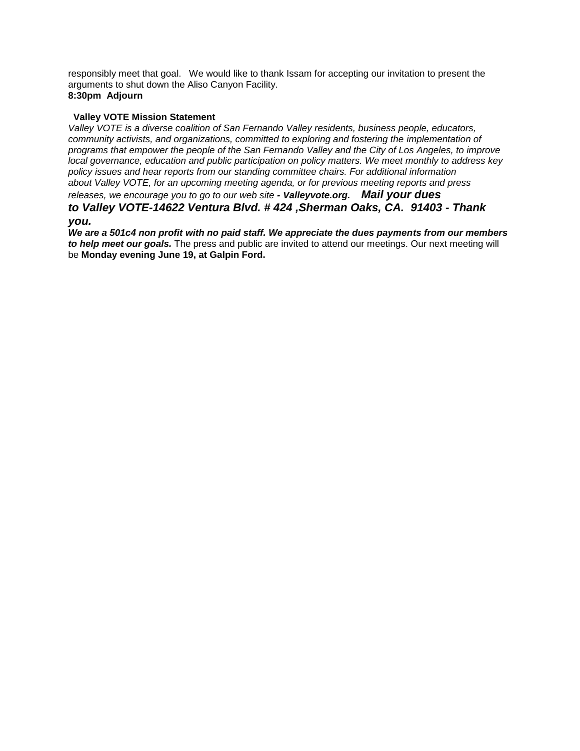responsibly meet that goal. We would like to thank Issam for accepting our invitation to present the arguments to shut down the Aliso Canyon Facility.

**8:30pm Adjourn**

**Valley VOTE Mission Statement**

*Valley VOTE is a diverse coalition of San Fernando Valley residents, business people, educators, community activists, and organizations, committed to exploring and fostering the implementation of programs that empower the people of the San Fernando Valley and the City of Los Angeles, to improve local governance, education and public participation on policy matters. We meet monthly to address key policy issues and hear reports from our standing committee chairs. For additional information about Valley VOTE, for an upcoming meeting agenda, or for previous meeting reports and press releases, we encourage you to go to our web site* ***- Valleyvote.org.*** ***Mail your dues to Valley VOTE-14622 Ventura Blvd. # 424 ,Sherman Oaks, CA. 91403 - Thank you.***

***We are a 501c4 non profit with no paid staff. We appreciate the dues payments from our members to help meet our goals.*** The press and public are invited to attend our meetings. Our next meeting will be **Monday evening June 19, at Galpin Ford.**